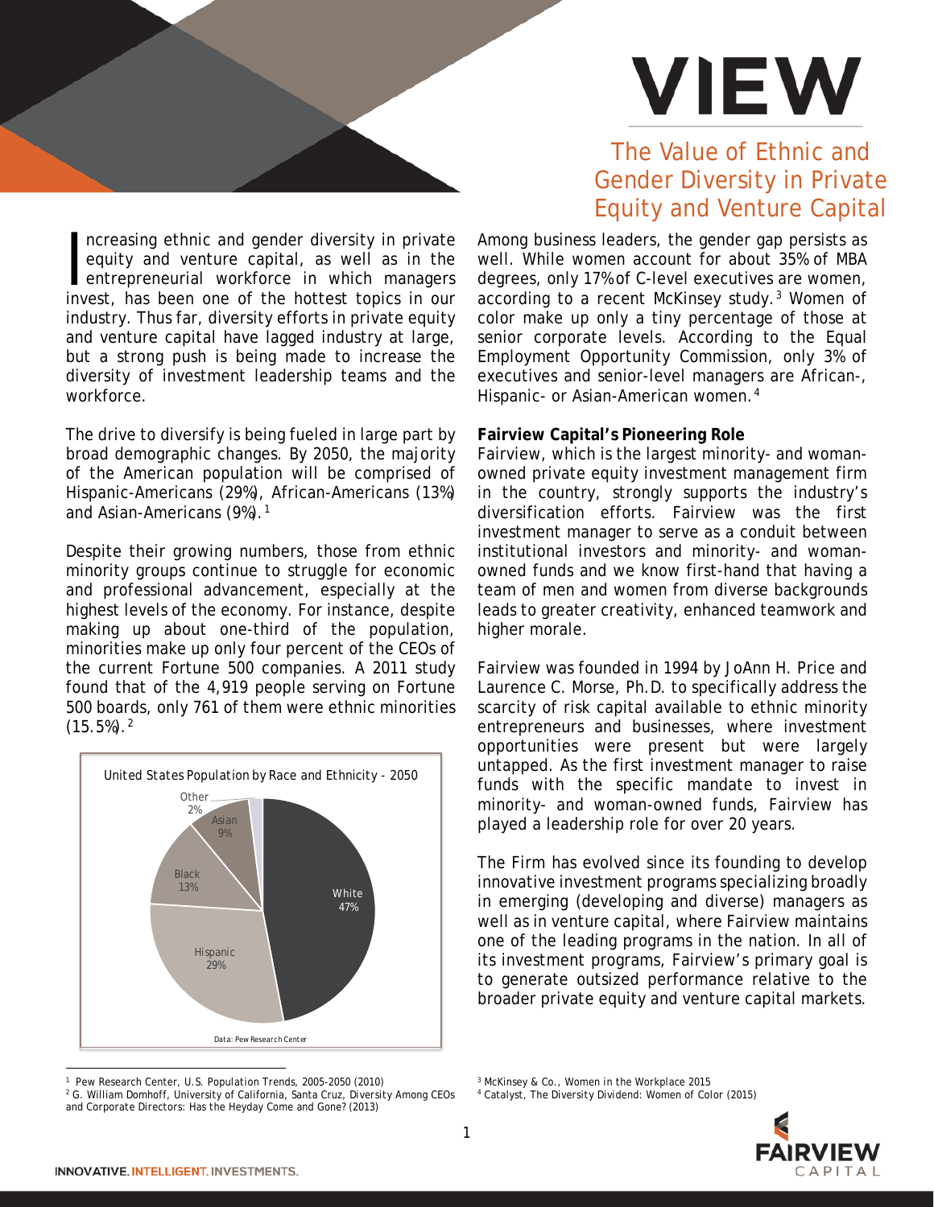# VIEW

## The Value of Ethnic and Gender Diversity in Private Equity and Venture Capital

Increasing ethnic and gender diversity in private equity and venture capital, as well as in the entrepreneurial workforce in which managers invest, has been one of the hottest topics in our industry. Thus far, diversity efforts in private equity and venture capital have lagged industry at large, but a strong push is being made to increase the diversity of investment leadership teams and the workforce.

The drive to diversify is being fueled in large part by broad demographic changes. By 2050, the majority of the American population will be comprised of Hispanic-Americans (29%), African-Americans (13%) and Asian-Americans (9%).[1]

Despite their growing numbers, those from ethnic minority groups continue to struggle for economic and professional advancement, especially at the highest levels of the economy. For instance, despite making up about one-third of the population, minorities make up only four percent of the CEOs of the current Fortune 500 companies. A 2011 study found that of the 4,919 people serving on Fortune 500 boards, only 761 of them were ethnic minorities (15.5%).[2]

United States Population by Race and Ethnicity - 2050

| Race/Ethnicity | Share |
|---|---|
| White | 47% |
| Hispanic | 29% |
| Black | 13% |
| Asian | 9% |
| Other | 2% |

Data: Pew Research Center

Among business leaders, the gender gap persists as well. While women account for about 35% of MBA degrees, only 17% of C-level executives are women, according to a recent McKinsey study.[3] Women of color make up only a tiny percentage of those at senior corporate levels. According to the Equal Employment Opportunity Commission, only 3% of executives and senior-level managers are African-, Hispanic- or Asian-American women.[4]

**Fairview Capital's Pioneering Role**

Fairview, which is the largest minority- and woman-owned private equity investment management firm in the country, strongly supports the industry's diversification efforts. Fairview was the first investment manager to serve as a conduit between institutional investors and minority- and woman-owned funds and we know first-hand that having a team of men and women from diverse backgrounds leads to greater creativity, enhanced teamwork and higher morale.

Fairview was founded in 1994 by JoAnn H. Price and Laurence C. Morse, Ph.D. to specifically address the scarcity of risk capital available to ethnic minority entrepreneurs and businesses, where investment opportunities were present but were largely untapped. As the first investment manager to raise funds with the specific mandate to invest in minority- and woman-owned funds, Fairview has played a leadership role for over 20 years.

The Firm has evolved since its founding to develop innovative investment programs specializing broadly in emerging (developing and diverse) managers as well as in venture capital, where Fairview maintains one of the leading programs in the nation. In all of its investment programs, Fairview's primary goal is to generate outsized performance relative to the broader private equity and venture capital markets.

---

[1] Pew Research Center, U.S. Population Trends, 2005-2050 (2010)

[2] G. William Domhoff, University of California, Santa Cruz, Diversity Among CEOs and Corporate Directors: Has the Heyday Come and Gone? (2013)

[3] McKinsey & Co., Women in the Workplace 2015

[4] Catalyst, The Diversity Dividend: Women of Color (2015)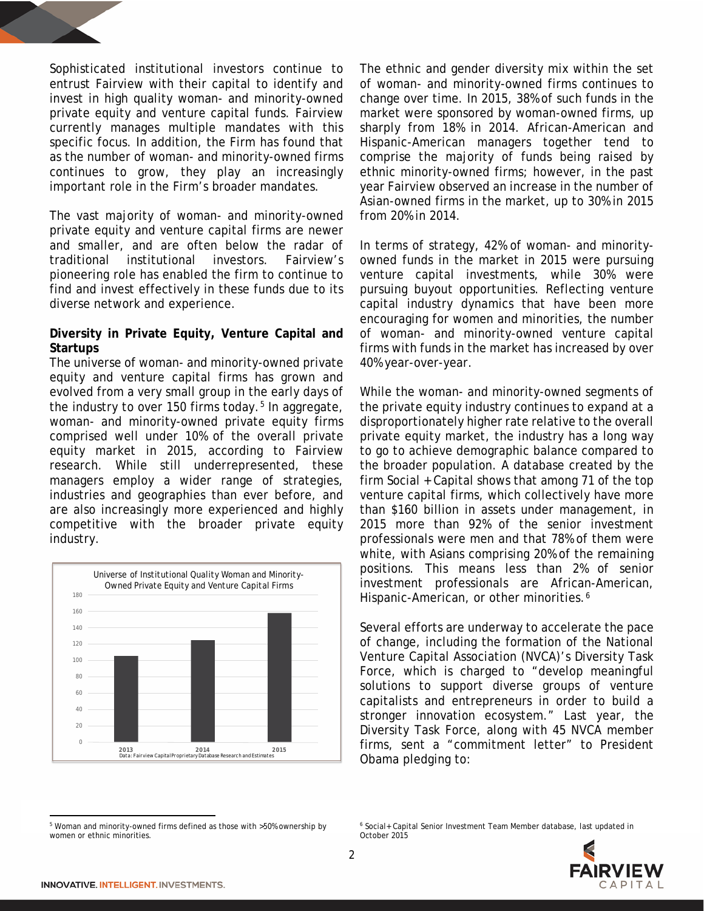Sophisticated institutional investors continue to entrust Fairview with their capital to identify and invest in high quality woman- and minority-owned private equity and venture capital funds. Fairview currently manages multiple mandates with this specific focus. In addition, the Firm has found that as the number of woman- and minority-owned firms continues to grow, they play an increasingly important role in the Firm's broader mandates.

The vast majority of woman- and minority-owned private equity and venture capital firms are newer and smaller, and are often below the radar of traditional institutional investors. Fairview's pioneering role has enabled the firm to continue to find and invest effectively in these funds due to its diverse network and experience.

**Diversity in Private Equity, Venture Capital and Startups**

The universe of woman- and minority-owned private equity and venture capital firms has grown and evolved from a very small group in the early days of the industry to over 150 firms today.[5] In aggregate, woman- and minority-owned private equity firms comprised well under 10% of the overall private equity market in 2015, according to Fairview research. While still underrepresented, these managers employ a wider range of strategies, industries and geographies than ever before, and are also increasingly more experienced and highly competitive with the broader private equity industry.

Universe of Institutional Quality Woman and Minority-Owned Private Equity and Venture Capital Firms

| Year | Firms (approx.) |
|---|---|
| 2013 | ~105 |
| 2014 | ~124 |
| 2015 | ~157 |

Data: Fairview Capital Proprietary Database Research and Estimates

The ethnic and gender diversity mix within the set of woman- and minority-owned firms continues to change over time. In 2015, 38% of such funds in the market were sponsored by woman-owned firms, up sharply from 18% in 2014. African-American and Hispanic-American managers together tend to comprise the majority of funds being raised by ethnic minority-owned firms; however, in the past year Fairview observed an increase in the number of Asian-owned firms in the market, up to 30% in 2015 from 20% in 2014.

In terms of strategy, 42% of woman- and minority-owned funds in the market in 2015 were pursuing venture capital investments, while 30% were pursuing buyout opportunities. Reflecting venture capital industry dynamics that have been more encouraging for women and minorities, the number of woman- and minority-owned venture capital firms with funds in the market has increased by over 40% year-over-year.

While the woman- and minority-owned segments of the private equity industry continues to expand at a disproportionately higher rate relative to the overall private equity market, the industry has a long way to go to achieve demographic balance compared to the broader population. A database created by the firm Social + Capital shows that among 71 of the top venture capital firms, which collectively have more than $160 billion in assets under management, in 2015 more than 92% of the senior investment professionals were men and that 78% of them were white, with Asians comprising 20% of the remaining positions. This means less than 2% of senior investment professionals are African-American, Hispanic-American, or other minorities.[6]

Several efforts are underway to accelerate the pace of change, including the formation of the National Venture Capital Association (NVCA)'s Diversity Task Force, which is charged to "develop meaningful solutions to support diverse groups of venture capitalists and entrepreneurs in order to build a stronger innovation ecosystem." Last year, the Diversity Task Force, along with 45 NVCA member firms, sent a "commitment letter" to President Obama pledging to:

[5] Woman and minority-owned firms defined as those with >50% ownership by women or ethnic minorities.

[6] Social+Capital Senior Investment Team Member database, last updated in October 2015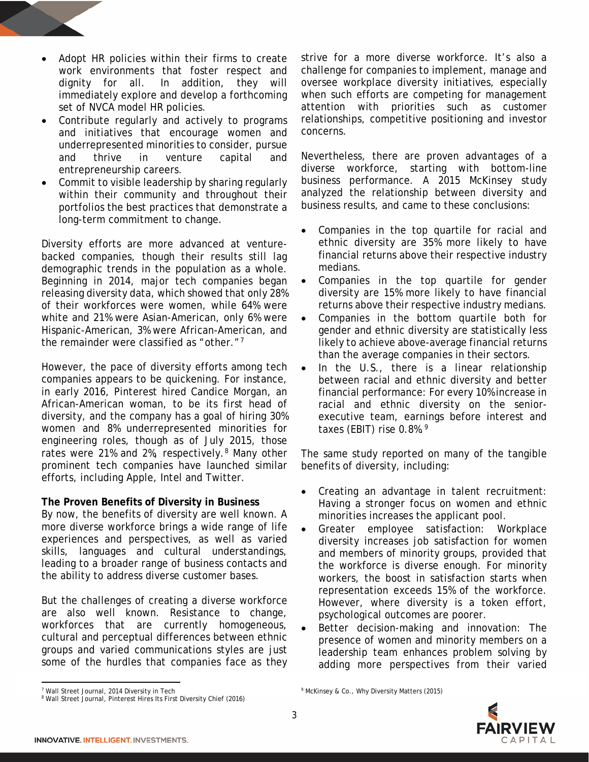- Adopt HR policies within their firms to create work environments that foster respect and dignity for all. In addition, they will immediately explore and develop a forthcoming set of NVCA model HR policies.
- Contribute regularly and actively to programs and initiatives that encourage women and underrepresented minorities to consider, pursue and thrive in venture capital and entrepreneurship careers.
- Commit to visible leadership by sharing regularly within their community and throughout their portfolios the best practices that demonstrate a long-term commitment to change.

Diversity efforts are more advanced at venture-backed companies, though their results still lag demographic trends in the population as a whole. Beginning in 2014, major tech companies began releasing diversity data, which showed that only 28% of their workforces were women, while 64% were white and 21% were Asian-American, only 6% were Hispanic-American, 3% were African-American, and the remainder were classified as "other."[7]

However, the pace of diversity efforts among tech companies appears to be quickening. For instance, in early 2016, Pinterest hired Candice Morgan, an African-American woman, to be its first head of diversity, and the company has a goal of hiring 30% women and 8% underrepresented minorities for engineering roles, though as of July 2015, those rates were 21% and 2%, respectively.[8] Many other prominent tech companies have launched similar efforts, including Apple, Intel and Twitter.

**The Proven Benefits of Diversity in Business**

By now, the benefits of diversity are well known. A more diverse workforce brings a wide range of life experiences and perspectives, as well as varied skills, languages and cultural understandings, leading to a broader range of business contacts and the ability to address diverse customer bases.

But the challenges of creating a diverse workforce are also well known. Resistance to change, workforces that are currently homogeneous, cultural and perceptual differences between ethnic groups and varied communications styles are just some of the hurdles that companies face as they strive for a more diverse workforce. It's also a challenge for companies to implement, manage and oversee workplace diversity initiatives, especially when such efforts are competing for management attention with priorities such as customer relationships, competitive positioning and investor concerns.

Nevertheless, there are proven advantages of a diverse workforce, starting with bottom-line business performance. A 2015 McKinsey study analyzed the relationship between diversity and business results, and came to these conclusions:

- Companies in the top quartile for racial and ethnic diversity are 35% more likely to have financial returns above their respective industry medians.
- Companies in the top quartile for gender diversity are 15% more likely to have financial returns above their respective industry medians.
- Companies in the bottom quartile both for gender and ethnic diversity are statistically less likely to achieve above-average financial returns than the average companies in their sectors.
- In the U.S., there is a linear relationship between racial and ethnic diversity and better financial performance: For every 10% increase in racial and ethnic diversity on the senior-executive team, earnings before interest and taxes (EBIT) rise 0.8%.[9]

The same study reported on many of the tangible benefits of diversity, including:

- Creating an advantage in talent recruitment: Having a stronger focus on women and ethnic minorities increases the applicant pool.
- Greater employee satisfaction: Workplace diversity increases job satisfaction for women and members of minority groups, provided that the workforce is diverse enough. For minority workers, the boost in satisfaction starts when representation exceeds 15% of the workforce. However, where diversity is a token effort, psychological outcomes are poorer.
- Better decision-making and innovation: The presence of women and minority members on a leadership team enhances problem solving by adding more perspectives from their varied

[7] Wall Street Journal, 2014 Diversity in Tech

[8] Wall Street Journal, Pinterest Hires Its First Diversity Chief (2016)

[9] McKinsey & Co., Why Diversity Matters (2015)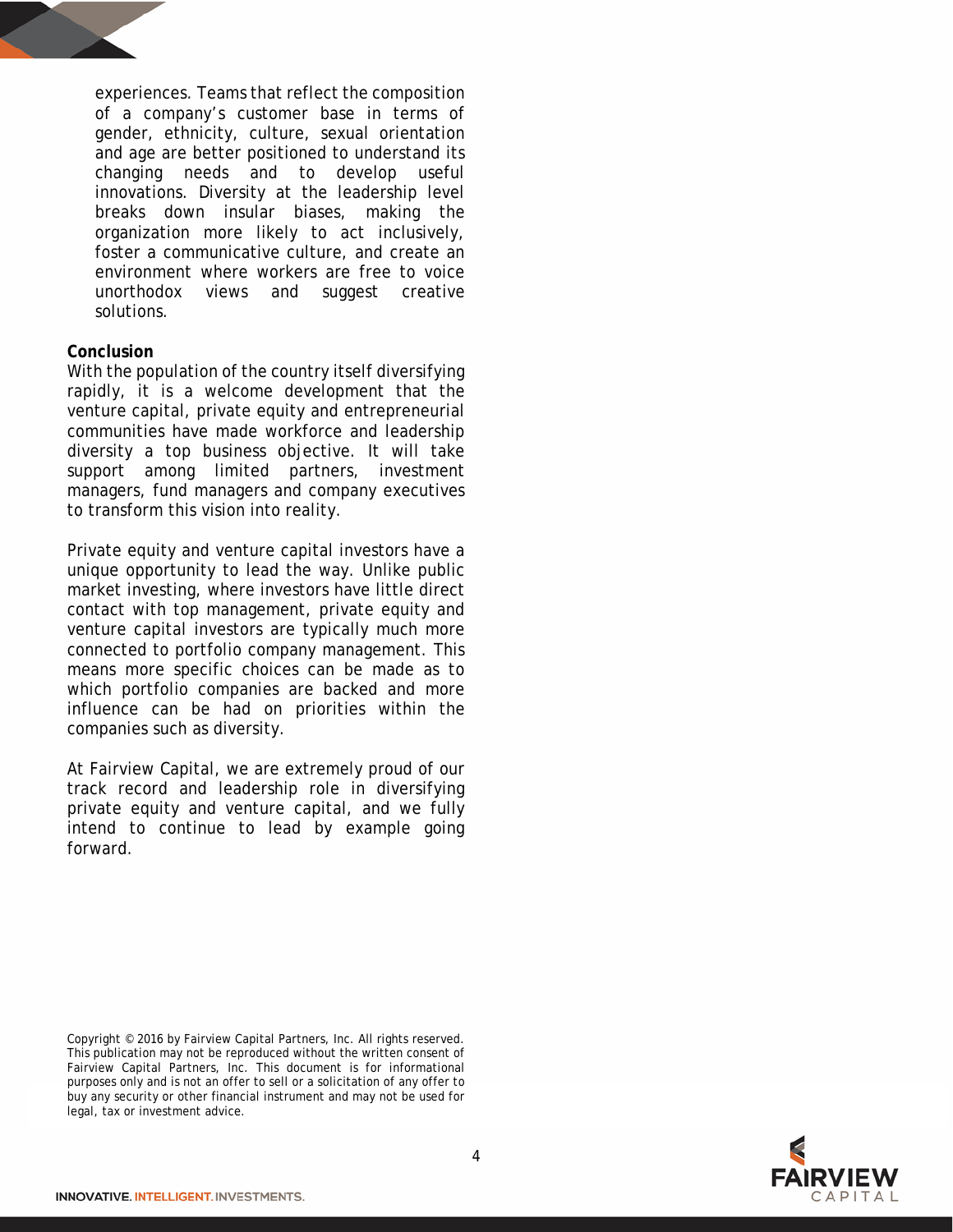experiences. Teams that reflect the composition of a company's customer base in terms of gender, ethnicity, culture, sexual orientation and age are better positioned to understand its changing needs and to develop useful innovations. Diversity at the leadership level breaks down insular biases, making the organization more likely to act inclusively, foster a communicative culture, and create an environment where workers are free to voice unorthodox views and suggest creative solutions.

**Conclusion**

With the population of the country itself diversifying rapidly, it is a welcome development that the venture capital, private equity and entrepreneurial communities have made workforce and leadership diversity a top business objective. It will take support among limited partners, investment managers, fund managers and company executives to transform this vision into reality.

Private equity and venture capital investors have a unique opportunity to lead the way. Unlike public market investing, where investors have little direct contact with top management, private equity and venture capital investors are typically much more connected to portfolio company management. This means more specific choices can be made as to which portfolio companies are backed and more influence can be had on priorities within the companies such as diversity.

At Fairview Capital, we are extremely proud of our track record and leadership role in diversifying private equity and venture capital, and we fully intend to continue to lead by example going forward.

Copyright © 2016 by Fairview Capital Partners, Inc. All rights reserved. This publication may not be reproduced without the written consent of Fairview Capital Partners, Inc. This document is for informational purposes only and is not an offer to sell or a solicitation of any offer to buy any security or other financial instrument and may not be used for legal, tax or investment advice.